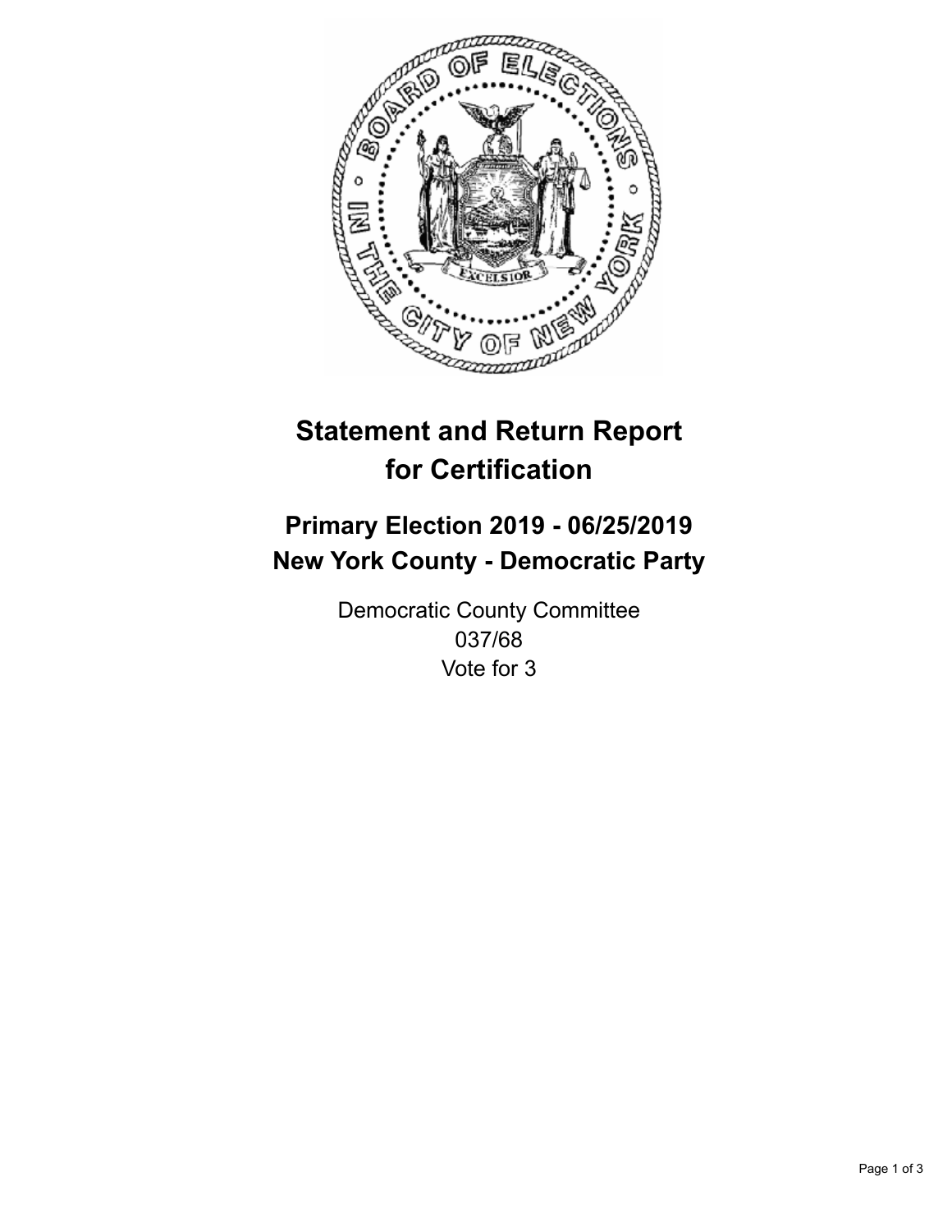# Statement and Return Report for Certification

## Primary Election 2019 - 06/25/2019
## New York County - Democratic Party

Democratic County Committee
037/68
Vote for 3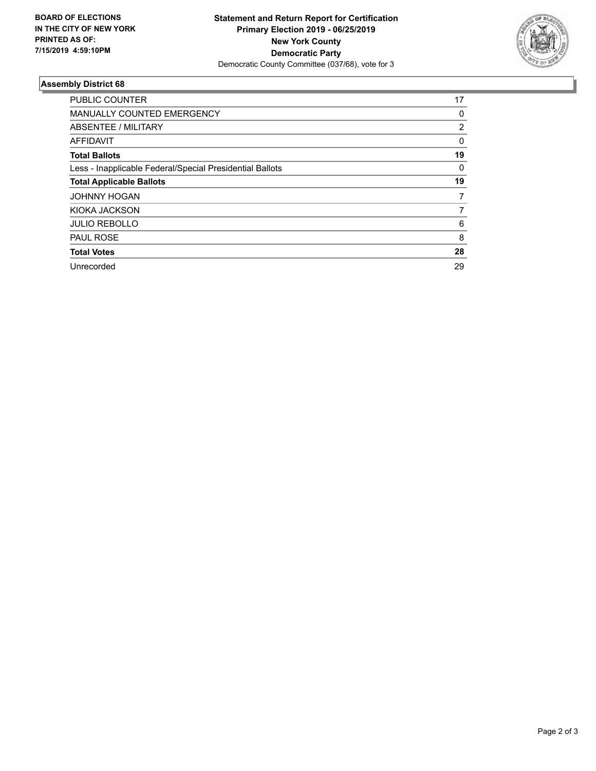**BOARD OF ELECTIONS IN THE CITY OF NEW YORK PRINTED AS OF: 7/15/2019 4:59:10PM**

**Statement and Return Report for Certification Primary Election 2019 - 06/25/2019 New York County Democratic Party**
Democratic County Committee (037/68), vote for 3

### Assembly District 68

| | |
|---|---|
| PUBLIC COUNTER | 17 |
| MANUALLY COUNTED EMERGENCY | 0 |
| ABSENTEE / MILITARY | 2 |
| AFFIDAVIT | 0 |
| **Total Ballots** | **19** |
| Less - Inapplicable Federal/Special Presidential Ballots | 0 |
| **Total Applicable Ballots** | **19** |
| JOHNNY HOGAN | 7 |
| KIOKA JACKSON | 7 |
| JULIO REBOLLO | 6 |
| PAUL ROSE | 8 |
| **Total Votes** | **28** |
| Unrecorded | 29 |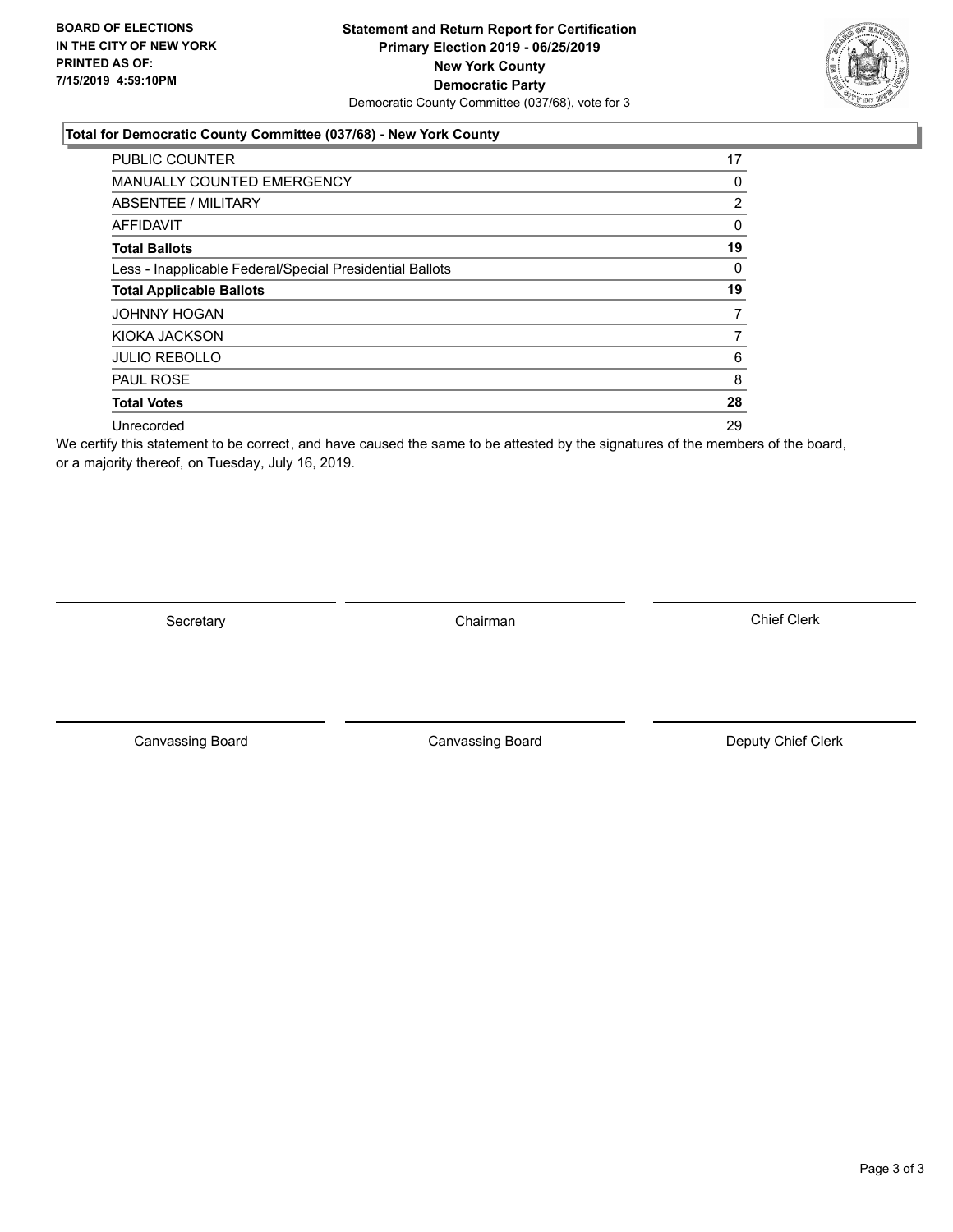**BOARD OF ELECTIONS IN THE CITY OF NEW YORK PRINTED AS OF: 7/15/2019 4:59:10PM**

**Statement and Return Report for Certification**
**Primary Election 2019 - 06/25/2019**
**New York County**
**Democratic Party**
Democratic County Committee (037/68), vote for 3

**Total for Democratic County Committee (037/68) - New York County**

| | |
|---|---|
| PUBLIC COUNTER | 17 |
| MANUALLY COUNTED EMERGENCY | 0 |
| ABSENTEE / MILITARY | 2 |
| AFFIDAVIT | 0 |
| **Total Ballots** | **19** |
| Less - Inapplicable Federal/Special Presidential Ballots | 0 |
| **Total Applicable Ballots** | **19** |
| JOHNNY HOGAN | 7 |
| KIOKA JACKSON | 7 |
| JULIO REBOLLO | 6 |
| PAUL ROSE | 8 |
| **Total Votes** | **28** |
| Unrecorded | 29 |

We certify this statement to be correct, and have caused the same to be attested by the signatures of the members of the board, or a majority thereof, on Tuesday, July 16, 2019.

Secretary

Chairman

Chief Clerk

Canvassing Board

Canvassing Board

Deputy Chief Clerk